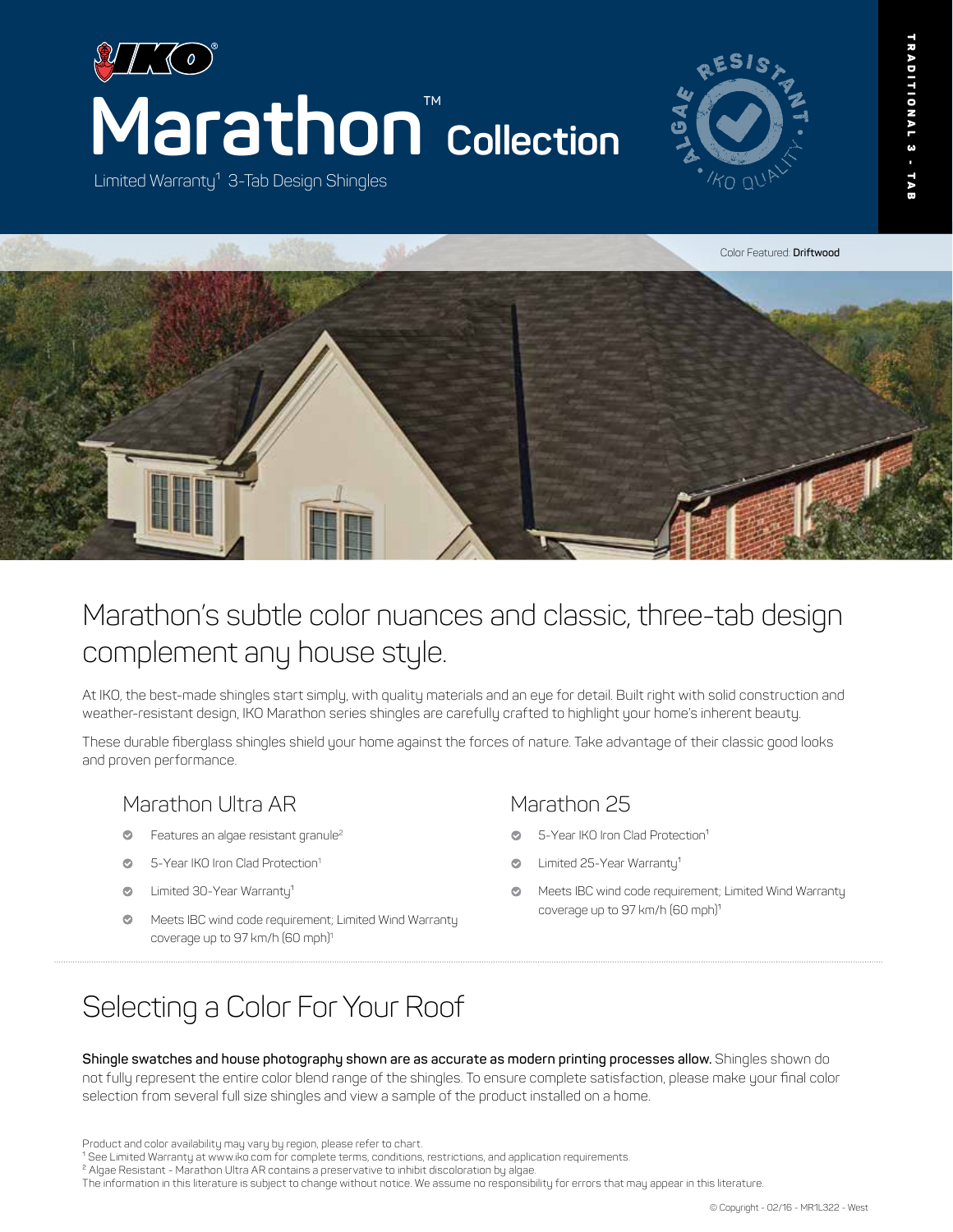# Marathon™ Collection

Limited Warranty[1] 3-Tab Design Shingles

ALGAE RESISTANT • IKO QUALITY •

TRADITIONAL 3 - TAB

Color Featured: **Driftwood**

## Marathon's subtle color nuances and classic, three-tab design complement any house style.

At IKO, the best-made shingles start simply, with quality materials and an eye for detail. Built right with solid construction and weather-resistant design, IKO Marathon series shingles are carefully crafted to highlight your home's inherent beauty.

These durable fiberglass shingles shield your home against the forces of nature. Take advantage of their classic good looks and proven performance.

### Marathon Ultra AR

- Features an algae resistant granule[2]
- 5-Year IKO Iron Clad Protection[1]
- Limited 30-Year Warranty[1]
- Meets IBC wind code requirement; Limited Wind Warranty coverage up to 97 km/h (60 mph)[1]

### Marathon 25

- 5-Year IKO Iron Clad Protection[1]
- Limited 25-Year Warranty[1]
- Meets IBC wind code requirement; Limited Wind Warranty coverage up to 97 km/h (60 mph)[1]

## Selecting a Color For Your Roof

**Shingle swatches and house photography shown are as accurate as modern printing processes allow.** Shingles shown do not fully represent the entire color blend range of the shingles. To ensure complete satisfaction, please make your final color selection from several full size shingles and view a sample of the product installed on a home.

Product and color availability may vary by region, please refer to chart.

[1] See Limited Warranty at www.iko.com for complete terms, conditions, restrictions, and application requirements.

[2] Algae Resistant - Marathon Ultra AR contains a preservative to inhibit discoloration by algae.

The information in this literature is subject to change without notice. We assume no responsibility for errors that may appear in this literature.

© Copyright - 02/16 - MR1L322 - West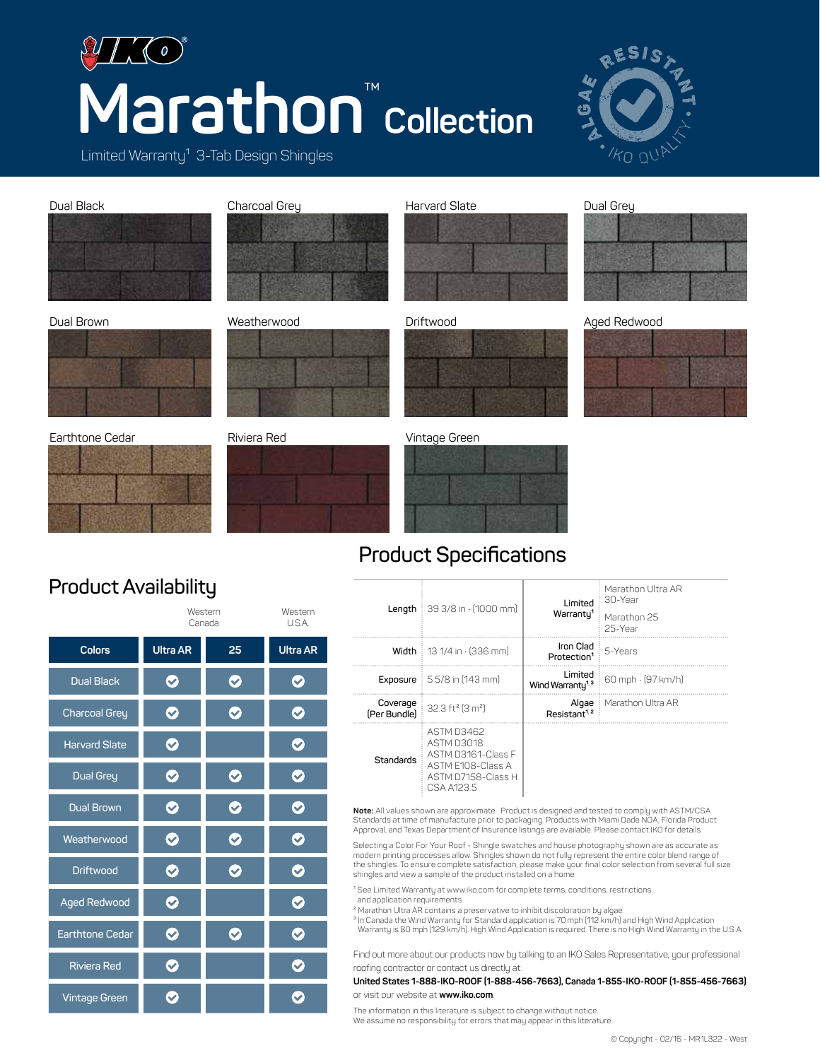# Marathon™ Collection

Limited Warranty¹ 3-Tab Design Shingles

ALGAE RESISTANT · IKO QUALITY

Dual Black

Charcoal Grey

Harvard Slate

Dual Grey

Dual Brown

Weatherwood

Driftwood

Aged Redwood

Earthtone Cedar

Riviera Red

Vintage Green

## Product Availability

| | Western Canada | | Western U.S.A. |
|---|---|---|---|
| **Colors** | **Ultra AR** | **25** | **Ultra AR** |
| Dual Black | ✔ | ✔ | ✔ |
| Charcoal Grey | ✔ | ✔ | ✔ |
| Harvard Slate | ✔ | | ✔ |
| Dual Grey | ✔ | ✔ | ✔ |
| Dual Brown | ✔ | ✔ | ✔ |
| Weatherwood | ✔ | ✔ | ✔ |
| Driftwood | ✔ | ✔ | ✔ |
| Aged Redwood | ✔ | | ✔ |
| Earthtone Cedar | ✔ | ✔ | ✔ |
| Riviera Red | ✔ | | ✔ |
| Vintage Green | ✔ | | ✔ |

## Product Specifications

| | | | |
|---|---|---|---|
| Length | 39 3/8 in · (1000 mm) | Limited Warranty[1] | Marathon Ultra AR 30-Year<br>Marathon 25 25-Year |
| Width | 13 1/4 in · (336 mm) | Iron Clad Protection[1] | 5-Years |
| Exposure | 5 5/8 in (143 mm) | Limited Wind Warranty[1,3] | 60 mph · (97 km/h) |
| Coverage (Per Bundle) | 32.3 ft² (3 m²) | Algae Resistant[1,2] | Marathon Ultra AR |
| Standards | ASTM D3462<br>ASTM D3018<br>ASTM D3161-Class F<br>ASTM E108-Class A<br>ASTM D7158-Class H<br>CSA A123.5 | | |

**Note:** All values shown are approximate. Product is designed and tested to comply with ASTM/CSA Standards at time of manufacture prior to packaging. Products with Miami Dade NOA, Florida Product Approval, and Texas Department of Insurance listings are available. Please contact IKO for details.

Selecting a Color For Your Roof - Shingle swatches and house photography shown are as accurate as modern printing processes allow. Shingles shown do not fully represent the entire color blend range of the shingles. To ensure complete satisfaction, please make your final color selection from several full size shingles and view a sample of the product installed on a home.

[1] See Limited Warranty at www.iko.com for complete terms, conditions, restrictions, and application requirements.

[2] Marathon Ultra AR contains a preservative to inhibit discoloration by algae.

[3] In Canada the Wind Warranty for Standard application is 70 mph (112 km/h) and High Wind Application Warranty is 80 mph (129 km/h). High Wind Application is required. There is no High Wind Warranty in the U.S.A.

Find out more about our products now by talking to an IKO Sales Representative, your professional roofing contractor or contact us directly at:

**United States 1-888-IKO-ROOF (1-888-456-7663), Canada 1-855-IKO-ROOF (1-855-456-7663)**

or visit our website at **www.iko.com**.

The information in this literature is subject to change without notice.
We assume no responsibility for errors that may appear in this literature.

© Copyright - 02/16 - MR1L322 - West